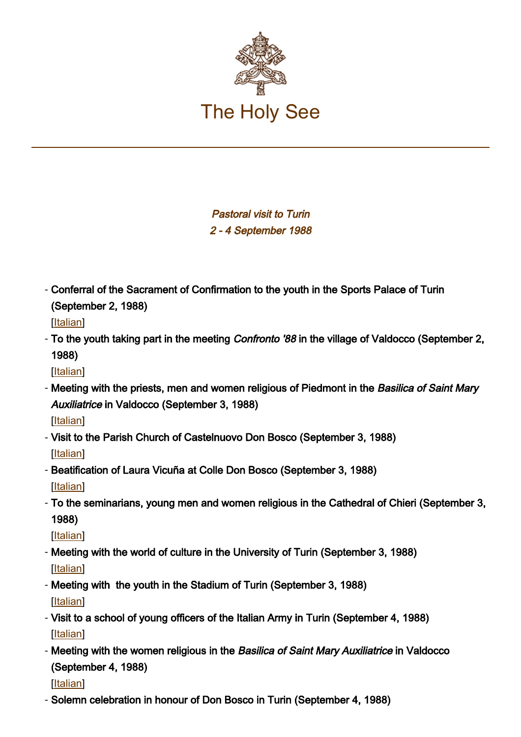# The Holy See

***Pastoral visit to Turin***
***2 - 4 September 1988***

- Conferral of the Sacrament of Confirmation to the youth in the Sports Palace of Turin (September 2, 1988)
  [Italian]
- To the youth taking part in the meeting *Confronto '88* in the village of Valdocco (September 2, 1988)
  [Italian]
- Meeting with the priests, men and women religious of Piedmont in the *Basilica of Saint Mary Auxiliatrice* in Valdocco (September 3, 1988)
  [Italian]
- Visit to the Parish Church of Castelnuovo Don Bosco (September 3, 1988)
  [Italian]
- Beatification of Laura Vicuña at Colle Don Bosco (September 3, 1988)
  [Italian]
- To the seminarians, young men and women religious in the Cathedral of Chieri (September 3, 1988)
  [Italian]
- Meeting with the world of culture in the University of Turin (September 3, 1988)
  [Italian]
- Meeting with the youth in the Stadium of Turin (September 3, 1988)
  [Italian]
- Visit to a school of young officers of the Italian Army in Turin (September 4, 1988)
  [Italian]
- Meeting with the women religious in the *Basilica of Saint Mary Auxiliatrice* in Valdocco (September 4, 1988)
  [Italian]
- Solemn celebration in honour of Don Bosco in Turin (September 4, 1988)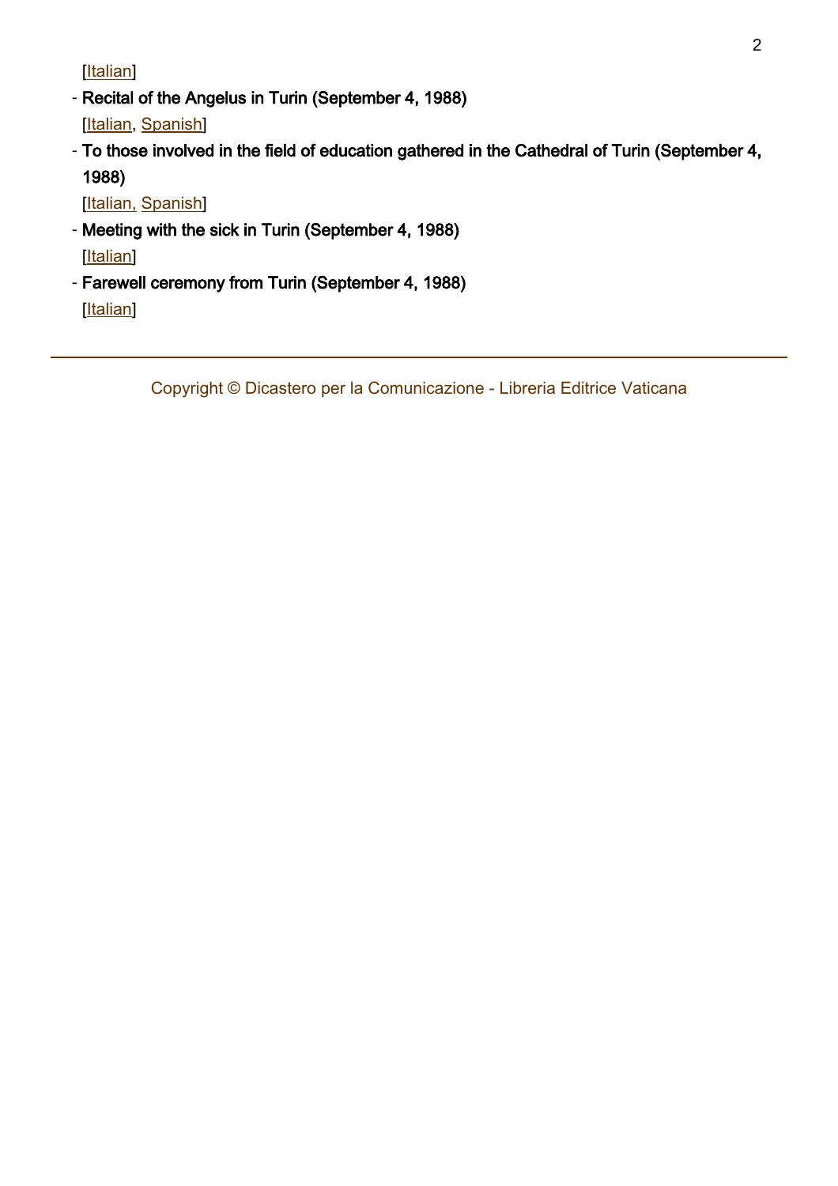[Italian]

- **Recital of the Angelus in Turin (September 4, 1988)**
  [Italian, Spanish]
- **To those involved in the field of education gathered in the Cathedral of Turin (September 4, 1988)**
  [Italian, Spanish]
- **Meeting with the sick in Turin (September 4, 1988)**
  [Italian]
- **Farewell ceremony from Turin (September 4, 1988)**
  [Italian]

---

Copyright © Dicastero per la Comunicazione - Libreria Editrice Vaticana